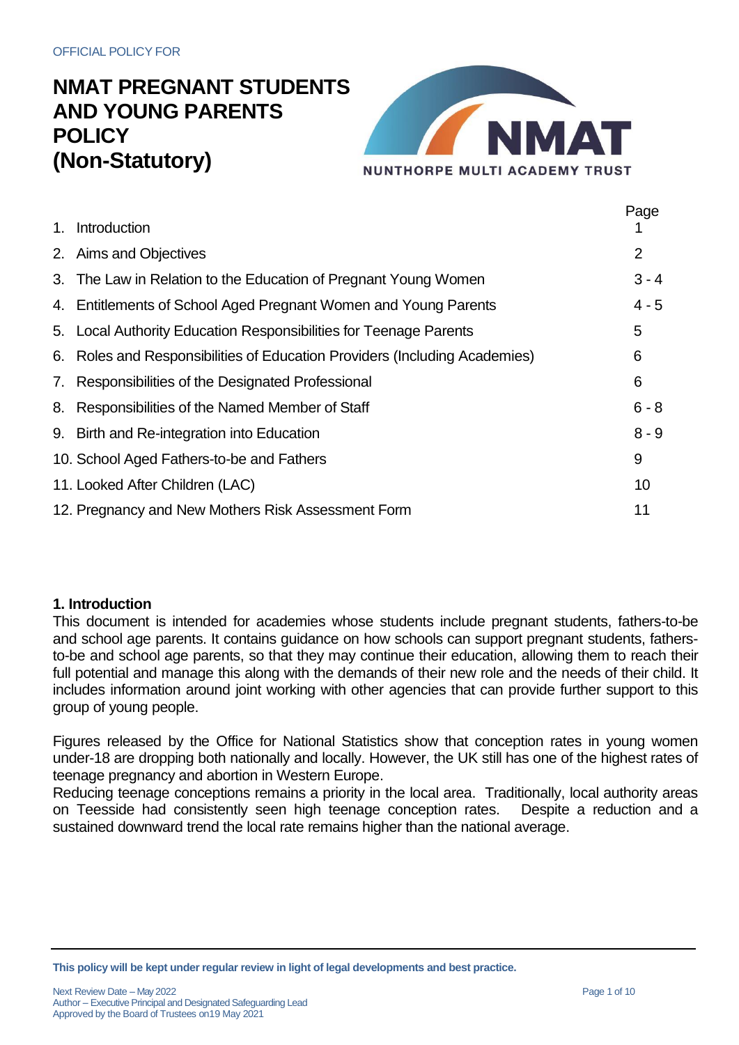OFFICIAL POLICY FOR

# NMAT PREGNANT STUDENTS AND YOUNG PARENTS POLICY (Non-Statutory)

NMAT
NUNTHORPE MULTI ACADEMY TRUST

| | Page |
|---|---|
| 1. Introduction | 1 |
| 2. Aims and Objectives | 2 |
| 3. The Law in Relation to the Education of Pregnant Young Women | 3 - 4 |
| 4. Entitlements of School Aged Pregnant Women and Young Parents | 4 - 5 |
| 5. Local Authority Education Responsibilities for Teenage Parents | 5 |
| 6. Roles and Responsibilities of Education Providers (Including Academies) | 6 |
| 7. Responsibilities of the Designated Professional | 6 |
| 8. Responsibilities of the Named Member of Staff | 6 - 8 |
| 9. Birth and Re-integration into Education | 8 - 9 |
| 10. School Aged Fathers-to-be and Fathers | 9 |
| 11. Looked After Children (LAC) | 10 |
| 12. Pregnancy and New Mothers Risk Assessment Form | 11 |

## 1. Introduction

This document is intended for academies whose students include pregnant students, fathers-to-be and school age parents. It contains guidance on how schools can support pregnant students, fathers-to-be and school age parents, so that they may continue their education, allowing them to reach their full potential and manage this along with the demands of their new role and the needs of their child. It includes information around joint working with other agencies that can provide further support to this group of young people.

Figures released by the Office for National Statistics show that conception rates in young women under-18 are dropping both nationally and locally. However, the UK still has one of the highest rates of teenage pregnancy and abortion in Western Europe.

Reducing teenage conceptions remains a priority in the local area. Traditionally, local authority areas on Teesside had consistently seen high teenage conception rates. Despite a reduction and a sustained downward trend the local rate remains higher than the national average.

**This policy will be kept under regular review in light of legal developments and best practice.**

Next Review Date – May 2022
Author – Executive Principal and Designated Safeguarding Lead
Approved by the Board of Trustees on19 May 2021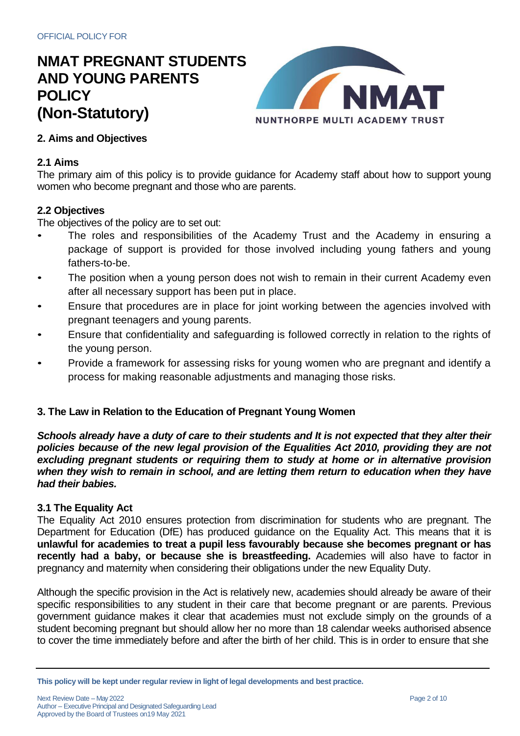OFFICIAL POLICY FOR

# NMAT PREGNANT STUDENTS AND YOUNG PARENTS POLICY (Non-Statutory)

## 2. Aims and Objectives

### 2.1 Aims

The primary aim of this policy is to provide guidance for Academy staff about how to support young women who become pregnant and those who are parents.

### 2.2 Objectives

The objectives of the policy are to set out:

- The roles and responsibilities of the Academy Trust and the Academy in ensuring a package of support is provided for those involved including young fathers and young fathers-to-be.
- The position when a young person does not wish to remain in their current Academy even after all necessary support has been put in place.
- Ensure that procedures are in place for joint working between the agencies involved with pregnant teenagers and young parents.
- Ensure that confidentiality and safeguarding is followed correctly in relation to the rights of the young person.
- Provide a framework for assessing risks for young women who are pregnant and identify a process for making reasonable adjustments and managing those risks.

## 3. The Law in Relation to the Education of Pregnant Young Women

***Schools already have a duty of care to their students and It is not expected that they alter their policies because of the new legal provision of the Equalities Act 2010, providing they are not excluding pregnant students or requiring them to study at home or in alternative provision when they wish to remain in school, and are letting them return to education when they have had their babies.***

### 3.1 The Equality Act

The Equality Act 2010 ensures protection from discrimination for students who are pregnant. The Department for Education (DfE) has produced guidance on the Equality Act. This means that it is **unlawful for academies to treat a pupil less favourably because she becomes pregnant or has recently had a baby, or because she is breastfeeding.** Academies will also have to factor in pregnancy and maternity when considering their obligations under the new Equality Duty.

Although the specific provision in the Act is relatively new, academies should already be aware of their specific responsibilities to any student in their care that become pregnant or are parents. Previous government guidance makes it clear that academies must not exclude simply on the grounds of a student becoming pregnant but should allow her no more than 18 calendar weeks authorised absence to cover the time immediately before and after the birth of her child. This is in order to ensure that she

**This policy will be kept under regular review in light of legal developments and best practice.**

Next Review Date – May 2022
Author – Executive Principal and Designated Safeguarding Lead
Approved by the Board of Trustees on19 May 2021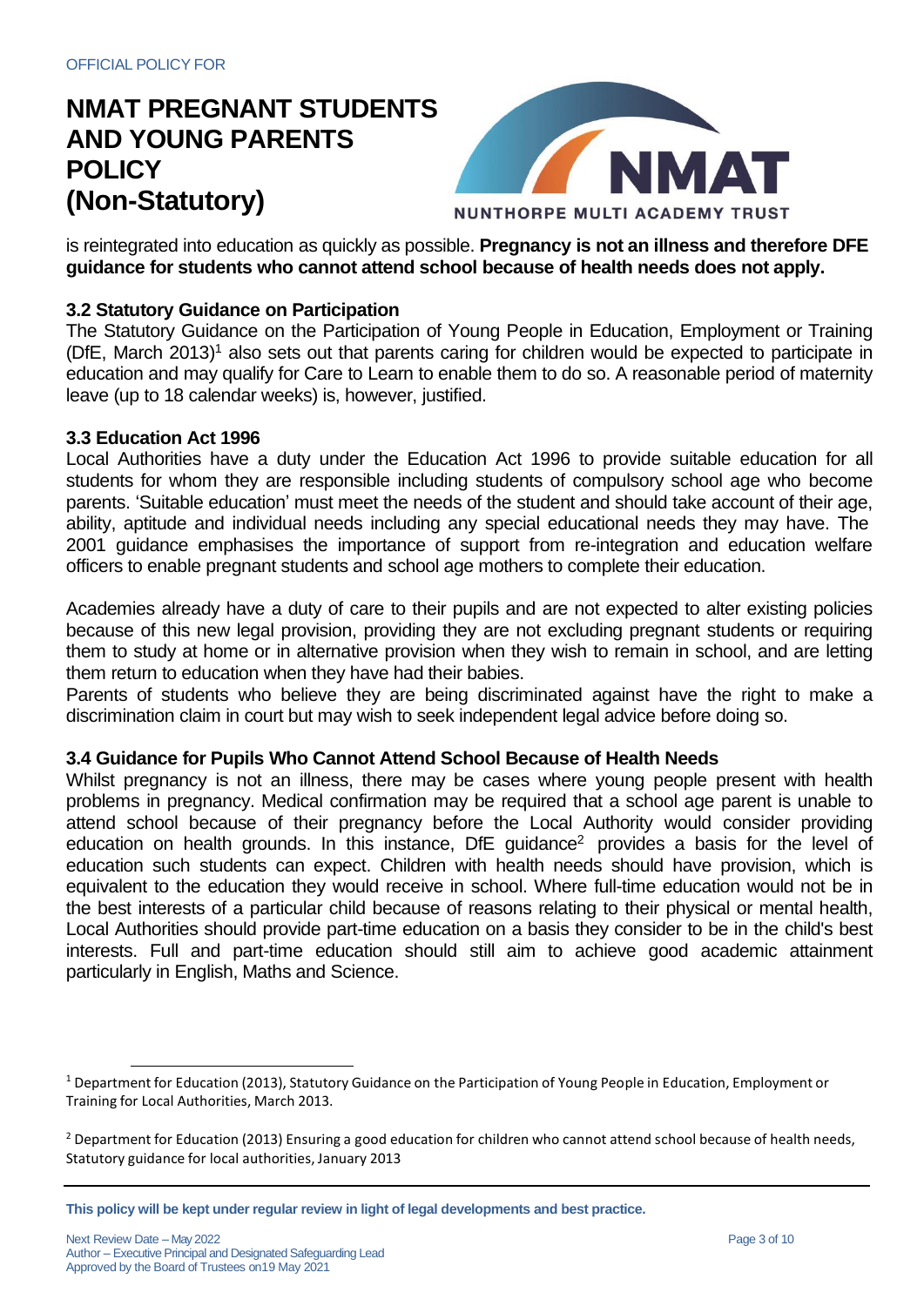is reintegrated into education as quickly as possible. **Pregnancy is not an illness and therefore DFE guidance for students who cannot attend school because of health needs does not apply.**

### 3.2 Statutory Guidance on Participation

The Statutory Guidance on the Participation of Young People in Education, Employment or Training (DfE, March 2013)[1] also sets out that parents caring for children would be expected to participate in education and may qualify for Care to Learn to enable them to do so. A reasonable period of maternity leave (up to 18 calendar weeks) is, however, justified.

### 3.3 Education Act 1996

Local Authorities have a duty under the Education Act 1996 to provide suitable education for all students for whom they are responsible including students of compulsory school age who become parents. 'Suitable education' must meet the needs of the student and should take account of their age, ability, aptitude and individual needs including any special educational needs they may have. The 2001 guidance emphasises the importance of support from re-integration and education welfare officers to enable pregnant students and school age mothers to complete their education.

Academies already have a duty of care to their pupils and are not expected to alter existing policies because of this new legal provision, providing they are not excluding pregnant students or requiring them to study at home or in alternative provision when they wish to remain in school, and are letting them return to education when they have had their babies.

Parents of students who believe they are being discriminated against have the right to make a discrimination claim in court but may wish to seek independent legal advice before doing so.

### 3.4 Guidance for Pupils Who Cannot Attend School Because of Health Needs

Whilst pregnancy is not an illness, there may be cases where young people present with health problems in pregnancy. Medical confirmation may be required that a school age parent is unable to attend school because of their pregnancy before the Local Authority would consider providing education on health grounds. In this instance, DfE guidance[2] provides a basis for the level of education such students can expect. Children with health needs should have provision, which is equivalent to the education they would receive in school. Where full-time education would not be in the best interests of a particular child because of reasons relating to their physical or mental health, Local Authorities should provide part-time education on a basis they consider to be in the child's best interests. Full and part-time education should still aim to achieve good academic attainment particularly in English, Maths and Science.

---

[1] Department for Education (2013), Statutory Guidance on the Participation of Young People in Education, Employment or Training for Local Authorities, March 2013.

[2] Department for Education (2013) Ensuring a good education for children who cannot attend school because of health needs, Statutory guidance for local authorities, January 2013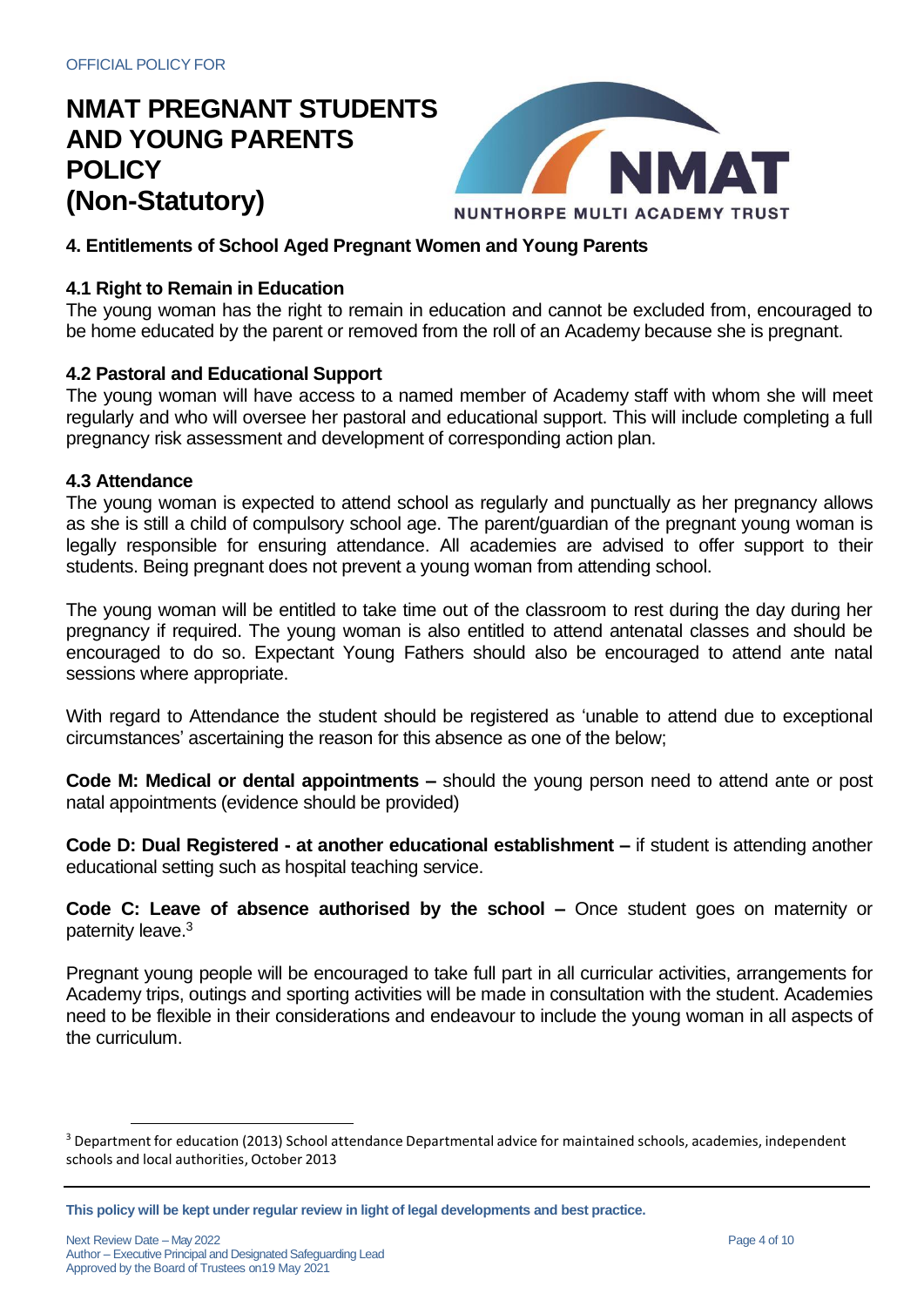## 4. Entitlements of School Aged Pregnant Women and Young Parents

### 4.1 Right to Remain in Education

The young woman has the right to remain in education and cannot be excluded from, encouraged to be home educated by the parent or removed from the roll of an Academy because she is pregnant.

### 4.2 Pastoral and Educational Support

The young woman will have access to a named member of Academy staff with whom she will meet regularly and who will oversee her pastoral and educational support. This will include completing a full pregnancy risk assessment and development of corresponding action plan.

### 4.3 Attendance

The young woman is expected to attend school as regularly and punctually as her pregnancy allows as she is still a child of compulsory school age. The parent/guardian of the pregnant young woman is legally responsible for ensuring attendance. All academies are advised to offer support to their students. Being pregnant does not prevent a young woman from attending school.

The young woman will be entitled to take time out of the classroom to rest during the day during her pregnancy if required. The young woman is also entitled to attend antenatal classes and should be encouraged to do so. Expectant Young Fathers should also be encouraged to attend ante natal sessions where appropriate.

With regard to Attendance the student should be registered as 'unable to attend due to exceptional circumstances' ascertaining the reason for this absence as one of the below;

**Code M: Medical or dental appointments –** should the young person need to attend ante or post natal appointments (evidence should be provided)

**Code D: Dual Registered - at another educational establishment –** if student is attending another educational setting such as hospital teaching service.

**Code C: Leave of absence authorised by the school –** Once student goes on maternity or paternity leave.[3]

Pregnant young people will be encouraged to take full part in all curricular activities, arrangements for Academy trips, outings and sporting activities will be made in consultation with the student. Academies need to be flexible in their considerations and endeavour to include the young woman in all aspects of the curriculum.

---

[3] Department for education (2013) School attendance Departmental advice for maintained schools, academies, independent schools and local authorities, October 2013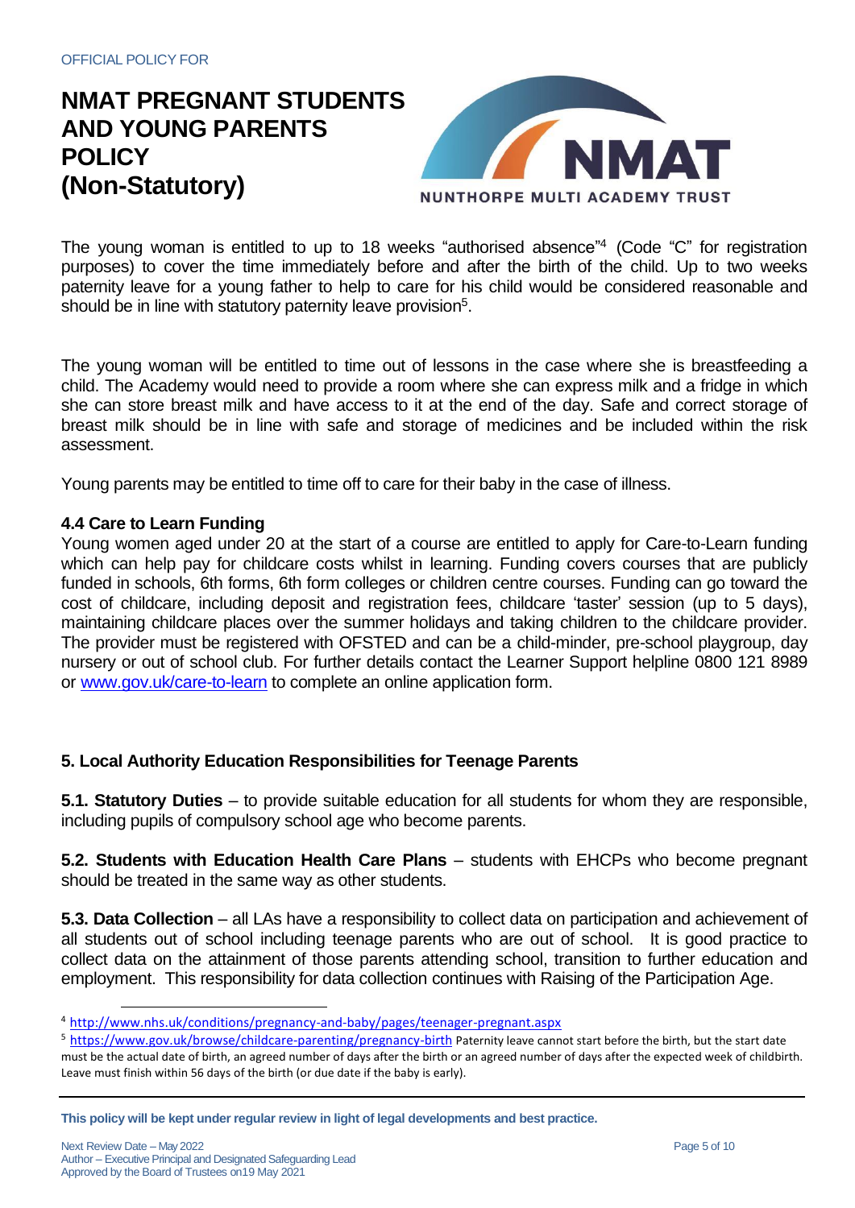The young woman is entitled to up to 18 weeks "authorised absence"[4] (Code "C" for registration purposes) to cover the time immediately before and after the birth of the child. Up to two weeks paternity leave for a young father to help to care for his child would be considered reasonable and should be in line with statutory paternity leave provision[5].

The young woman will be entitled to time out of lessons in the case where she is breastfeeding a child. The Academy would need to provide a room where she can express milk and a fridge in which she can store breast milk and have access to it at the end of the day. Safe and correct storage of breast milk should be in line with safe and storage of medicines and be included within the risk assessment.

Young parents may be entitled to time off to care for their baby in the case of illness.

### 4.4 Care to Learn Funding

Young women aged under 20 at the start of a course are entitled to apply for Care-to-Learn funding which can help pay for childcare costs whilst in learning. Funding covers courses that are publicly funded in schools, 6th forms, 6th form colleges or children centre courses. Funding can go toward the cost of childcare, including deposit and registration fees, childcare 'taster' session (up to 5 days), maintaining childcare places over the summer holidays and taking children to the childcare provider. The provider must be registered with OFSTED and can be a child-minder, pre-school playgroup, day nursery or out of school club. For further details contact the Learner Support helpline 0800 121 8989 or [www.gov.uk/care-to-learn](http://www.gov.uk/care-to-learn) to complete an online application form.

## 5. Local Authority Education Responsibilities for Teenage Parents

**5.1. Statutory Duties** – to provide suitable education for all students for whom they are responsible, including pupils of compulsory school age who become parents.

**5.2. Students with Education Health Care Plans** – students with EHCPs who become pregnant should be treated in the same way as other students.

**5.3. Data Collection** – all LAs have a responsibility to collect data on participation and achievement of all students out of school including teenage parents who are out of school. It is good practice to collect data on the attainment of those parents attending school, transition to further education and employment. This responsibility for data collection continues with Raising of the Participation Age.

---

[4] http://www.nhs.uk/conditions/pregnancy-and-baby/pages/teenager-pregnant.aspx

[5] https://www.gov.uk/browse/childcare-parenting/pregnancy-birth Paternity leave cannot start before the birth, but the start date must be the actual date of birth, an agreed number of days after the birth or an agreed number of days after the expected week of childbirth. Leave must finish within 56 days of the birth (or due date if the baby is early).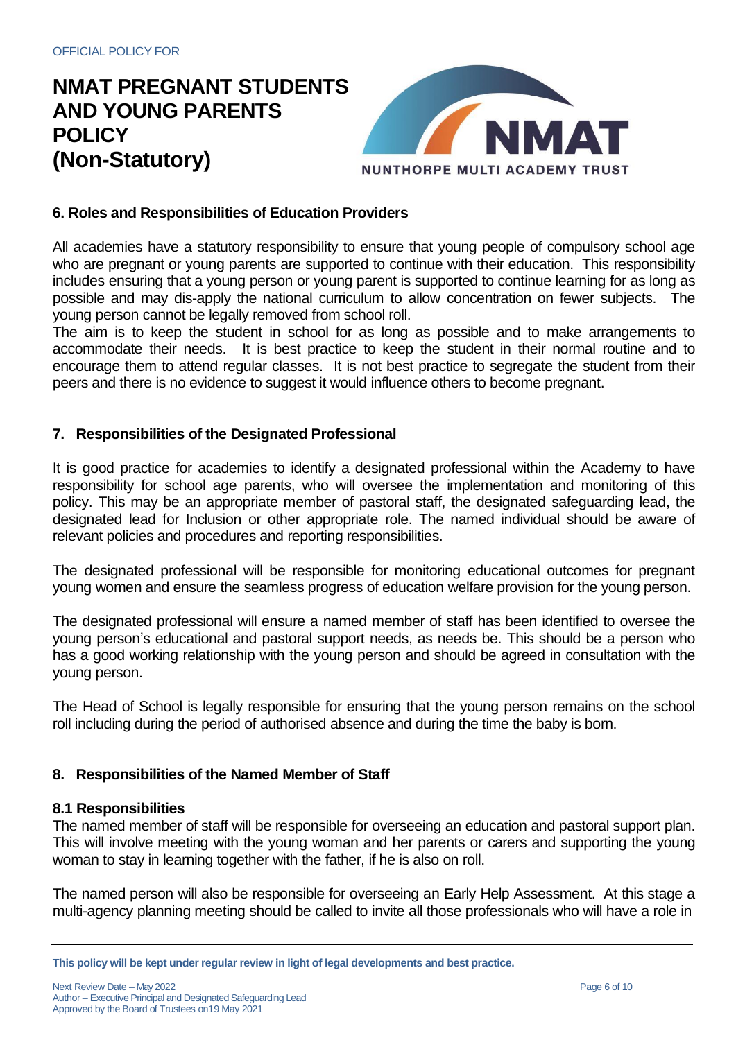## 6. Roles and Responsibilities of Education Providers

All academies have a statutory responsibility to ensure that young people of compulsory school age who are pregnant or young parents are supported to continue with their education. This responsibility includes ensuring that a young person or young parent is supported to continue learning for as long as possible and may dis-apply the national curriculum to allow concentration on fewer subjects. The young person cannot be legally removed from school roll.

The aim is to keep the student in school for as long as possible and to make arrangements to accommodate their needs. It is best practice to keep the student in their normal routine and to encourage them to attend regular classes. It is not best practice to segregate the student from their peers and there is no evidence to suggest it would influence others to become pregnant.

## 7. Responsibilities of the Designated Professional

It is good practice for academies to identify a designated professional within the Academy to have responsibility for school age parents, who will oversee the implementation and monitoring of this policy. This may be an appropriate member of pastoral staff, the designated safeguarding lead, the designated lead for Inclusion or other appropriate role. The named individual should be aware of relevant policies and procedures and reporting responsibilities.

The designated professional will be responsible for monitoring educational outcomes for pregnant young women and ensure the seamless progress of education welfare provision for the young person.

The designated professional will ensure a named member of staff has been identified to oversee the young person's educational and pastoral support needs, as needs be. This should be a person who has a good working relationship with the young person and should be agreed in consultation with the young person.

The Head of School is legally responsible for ensuring that the young person remains on the school roll including during the period of authorised absence and during the time the baby is born.

## 8. Responsibilities of the Named Member of Staff

### 8.1 Responsibilities

The named member of staff will be responsible for overseeing an education and pastoral support plan. This will involve meeting with the young woman and her parents or carers and supporting the young woman to stay in learning together with the father, if he is also on roll.

The named person will also be responsible for overseeing an Early Help Assessment. At this stage a multi-agency planning meeting should be called to invite all those professionals who will have a role in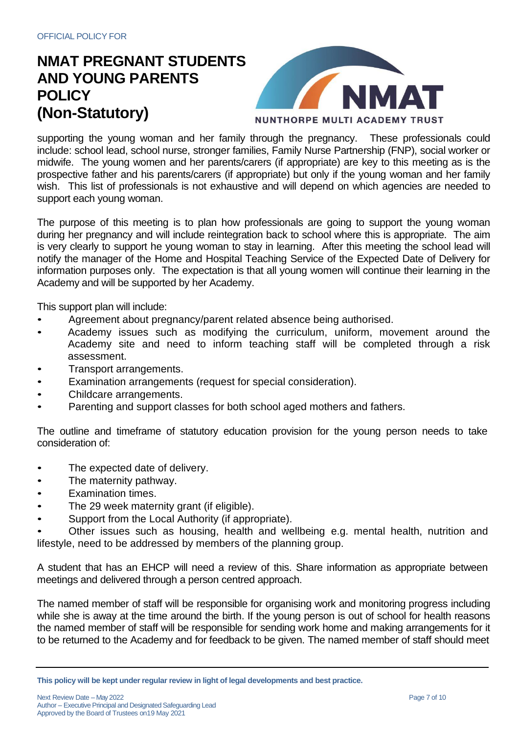supporting the young woman and her family through the pregnancy. These professionals could include: school lead, school nurse, stronger families, Family Nurse Partnership (FNP), social worker or midwife. The young women and her parents/carers (if appropriate) are key to this meeting as is the prospective father and his parents/carers (if appropriate) but only if the young woman and her family wish. This list of professionals is not exhaustive and will depend on which agencies are needed to support each young woman.

The purpose of this meeting is to plan how professionals are going to support the young woman during her pregnancy and will include reintegration back to school where this is appropriate. The aim is very clearly to support he young woman to stay in learning. After this meeting the school lead will notify the manager of the Home and Hospital Teaching Service of the Expected Date of Delivery for information purposes only. The expectation is that all young women will continue their learning in the Academy and will be supported by her Academy.

This support plan will include:

- Agreement about pregnancy/parent related absence being authorised.
- Academy issues such as modifying the curriculum, uniform, movement around the Academy site and need to inform teaching staff will be completed through a risk assessment.
- Transport arrangements.
- Examination arrangements (request for special consideration).
- Childcare arrangements.
- Parenting and support classes for both school aged mothers and fathers.

The outline and timeframe of statutory education provision for the young person needs to take consideration of:

- The expected date of delivery.
- The maternity pathway.
- Examination times.
- The 29 week maternity grant (if eligible).
- Support from the Local Authority (if appropriate).
- Other issues such as housing, health and wellbeing e.g. mental health, nutrition and lifestyle, need to be addressed by members of the planning group.

A student that has an EHCP will need a review of this. Share information as appropriate between meetings and delivered through a person centred approach.

The named member of staff will be responsible for organising work and monitoring progress including while she is away at the time around the birth. If the young person is out of school for health reasons the named member of staff will be responsible for sending work home and making arrangements for it to be returned to the Academy and for feedback to be given. The named member of staff should meet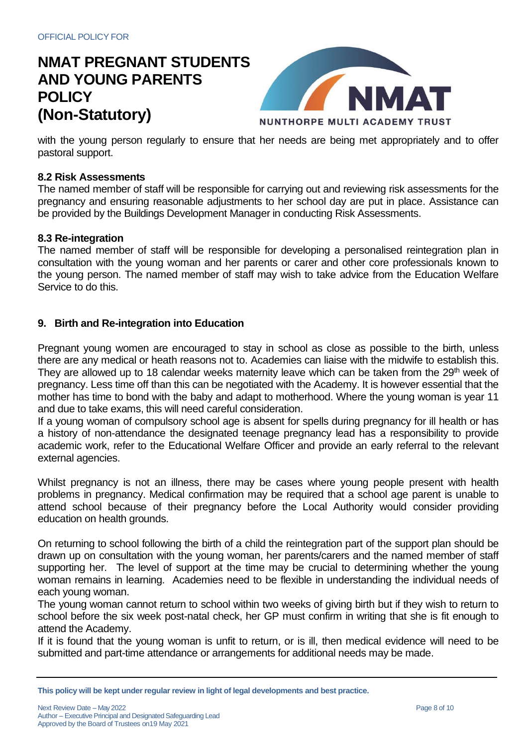with the young person regularly to ensure that her needs are being met appropriately and to offer pastoral support.

### 8.2 Risk Assessments

The named member of staff will be responsible for carrying out and reviewing risk assessments for the pregnancy and ensuring reasonable adjustments to her school day are put in place. Assistance can be provided by the Buildings Development Manager in conducting Risk Assessments.

### 8.3 Re-integration

The named member of staff will be responsible for developing a personalised reintegration plan in consultation with the young woman and her parents or carer and other core professionals known to the young person. The named member of staff may wish to take advice from the Education Welfare Service to do this.

## 9. Birth and Re-integration into Education

Pregnant young women are encouraged to stay in school as close as possible to the birth, unless there are any medical or heath reasons not to. Academies can liaise with the midwife to establish this. They are allowed up to 18 calendar weeks maternity leave which can be taken from the 29th week of pregnancy. Less time off than this can be negotiated with the Academy. It is however essential that the mother has time to bond with the baby and adapt to motherhood. Where the young woman is year 11 and due to take exams, this will need careful consideration.

If a young woman of compulsory school age is absent for spells during pregnancy for ill health or has a history of non-attendance the designated teenage pregnancy lead has a responsibility to provide academic work, refer to the Educational Welfare Officer and provide an early referral to the relevant external agencies.

Whilst pregnancy is not an illness, there may be cases where young people present with health problems in pregnancy. Medical confirmation may be required that a school age parent is unable to attend school because of their pregnancy before the Local Authority would consider providing education on health grounds.

On returning to school following the birth of a child the reintegration part of the support plan should be drawn up on consultation with the young woman, her parents/carers and the named member of staff supporting her. The level of support at the time may be crucial to determining whether the young woman remains in learning. Academies need to be flexible in understanding the individual needs of each young woman.

The young woman cannot return to school within two weeks of giving birth but if they wish to return to school before the six week post-natal check, her GP must confirm in writing that she is fit enough to attend the Academy.

If it is found that the young woman is unfit to return, or is ill, then medical evidence will need to be submitted and part-time attendance or arrangements for additional needs may be made.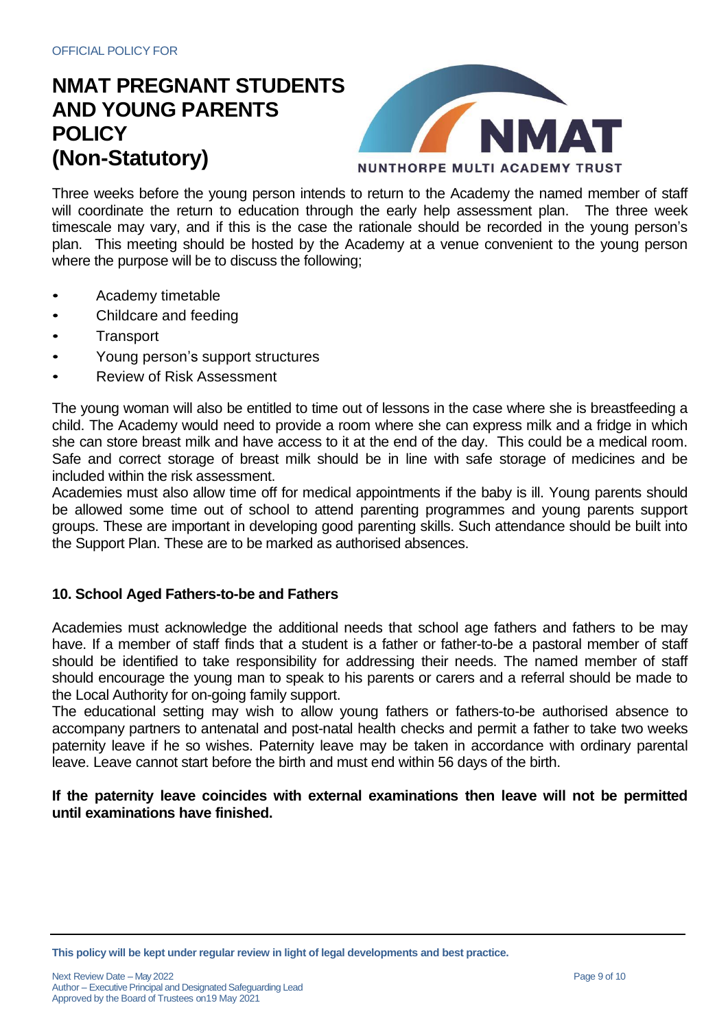Three weeks before the young person intends to return to the Academy the named member of staff will coordinate the return to education through the early help assessment plan. The three week timescale may vary, and if this is the case the rationale should be recorded in the young person's plan. This meeting should be hosted by the Academy at a venue convenient to the young person where the purpose will be to discuss the following;

- Academy timetable
- Childcare and feeding
- Transport
- Young person's support structures
- Review of Risk Assessment

The young woman will also be entitled to time out of lessons in the case where she is breastfeeding a child. The Academy would need to provide a room where she can express milk and a fridge in which she can store breast milk and have access to it at the end of the day. This could be a medical room. Safe and correct storage of breast milk should be in line with safe storage of medicines and be included within the risk assessment.

Academies must also allow time off for medical appointments if the baby is ill. Young parents should be allowed some time out of school to attend parenting programmes and young parents support groups. These are important in developing good parenting skills. Such attendance should be built into the Support Plan. These are to be marked as authorised absences.

### 10. School Aged Fathers-to-be and Fathers

Academies must acknowledge the additional needs that school age fathers and fathers to be may have. If a member of staff finds that a student is a father or father-to-be a pastoral member of staff should be identified to take responsibility for addressing their needs. The named member of staff should encourage the young man to speak to his parents or carers and a referral should be made to the Local Authority for on-going family support.

The educational setting may wish to allow young fathers or fathers-to-be authorised absence to accompany partners to antenatal and post-natal health checks and permit a father to take two weeks paternity leave if he so wishes. Paternity leave may be taken in accordance with ordinary parental leave. Leave cannot start before the birth and must end within 56 days of the birth.

**If the paternity leave coincides with external examinations then leave will not be permitted until examinations have finished.**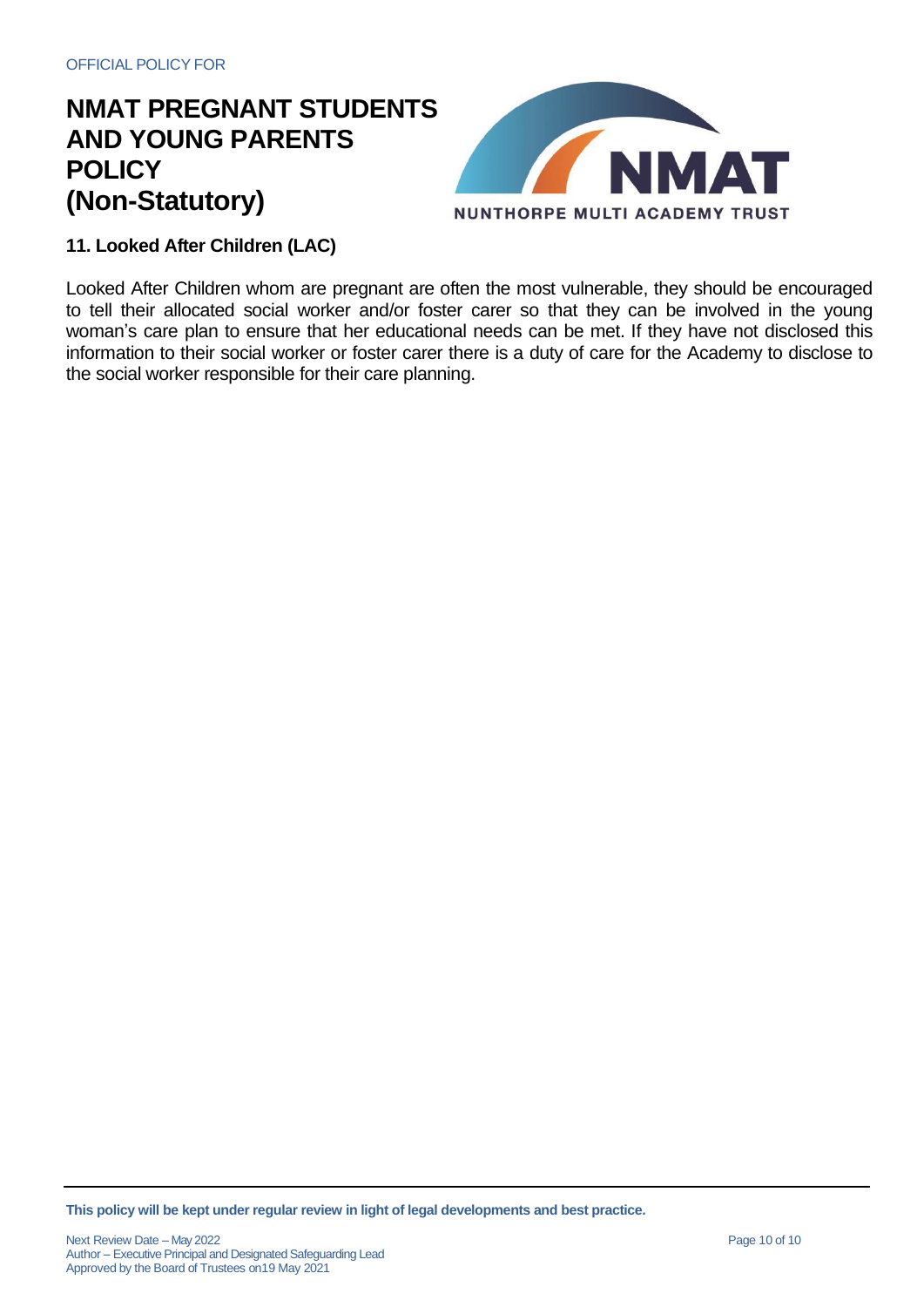## 11. Looked After Children (LAC)

Looked After Children whom are pregnant are often the most vulnerable, they should be encouraged to tell their allocated social worker and/or foster carer so that they can be involved in the young woman's care plan to ensure that her educational needs can be met. If they have not disclosed this information to their social worker or foster carer there is a duty of care for the Academy to disclose to the social worker responsible for their care planning.